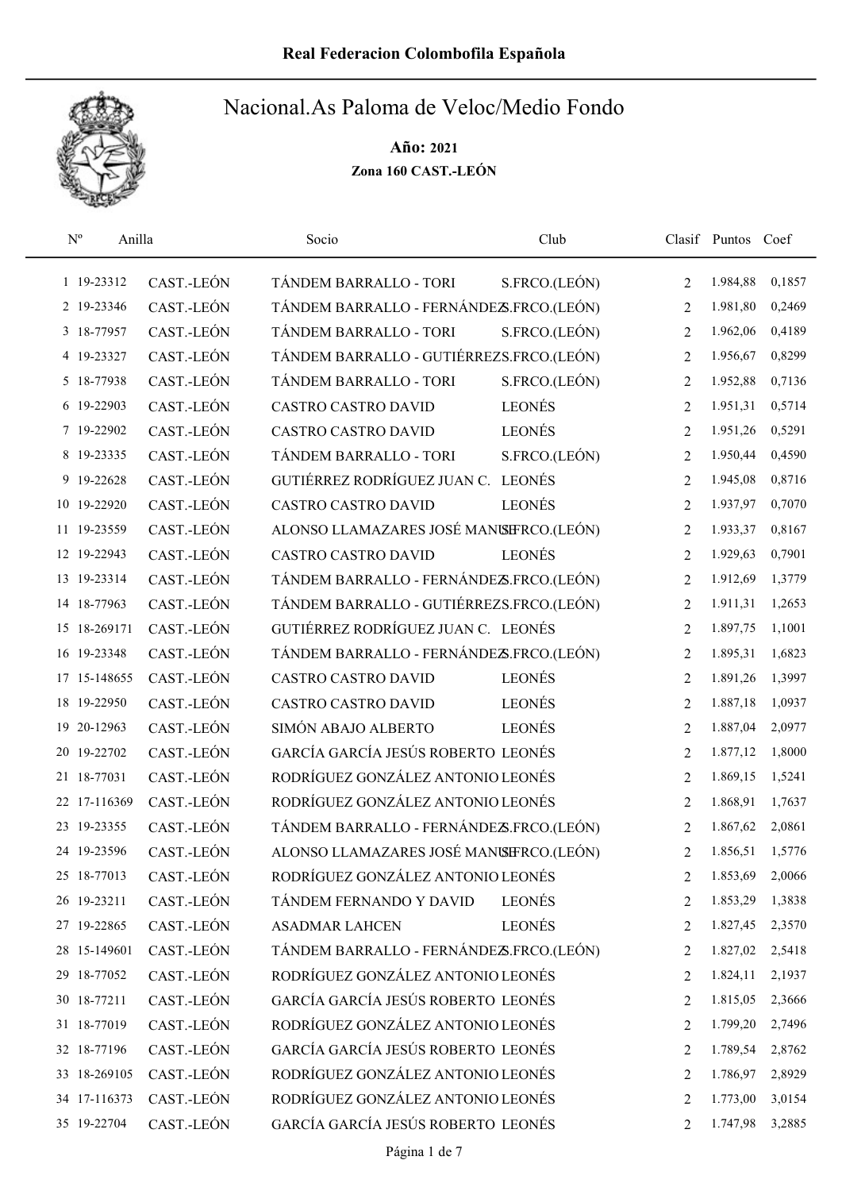Real Federacion Colombofila Española

# Nacional.As Paloma de Veloc/Medio Fondo

**Año:** 2021

**Zona 160 CAST.-LEÓN**

| Nº | Anilla | | Socio | Club | Clasif | Puntos | Coef |
|---|---|---|---|---|---|---|---|
| 1 | 19-23312 | CAST.-LEÓN | TÁNDEM BARRALLO - TORI | S.FRCO.(LEÓN) | 2 | 1.984,88 | 0,1857 |
| 2 | 19-23346 | CAST.-LEÓN | TÁNDEM BARRALLO - FERNÁNDEZ | S.FRCO.(LEÓN) | 2 | 1.981,80 | 0,2469 |
| 3 | 18-77957 | CAST.-LEÓN | TÁNDEM BARRALLO - TORI | S.FRCO.(LEÓN) | 2 | 1.962,06 | 0,4189 |
| 4 | 19-23327 | CAST.-LEÓN | TÁNDEM BARRALLO - GUTIÉRREZ | S.FRCO.(LEÓN) | 2 | 1.956,67 | 0,8299 |
| 5 | 18-77938 | CAST.-LEÓN | TÁNDEM BARRALLO - TORI | S.FRCO.(LEÓN) | 2 | 1.952,88 | 0,7136 |
| 6 | 19-22903 | CAST.-LEÓN | CASTRO CASTRO DAVID | LEONÉS | 2 | 1.951,31 | 0,5714 |
| 7 | 19-22902 | CAST.-LEÓN | CASTRO CASTRO DAVID | LEONÉS | 2 | 1.951,26 | 0,5291 |
| 8 | 19-23335 | CAST.-LEÓN | TÁNDEM BARRALLO - TORI | S.FRCO.(LEÓN) | 2 | 1.950,44 | 0,4590 |
| 9 | 19-22628 | CAST.-LEÓN | GUTIÉRREZ RODRÍGUEZ JUAN C. | LEONÉS | 2 | 1.945,08 | 0,8716 |
| 10 | 19-22920 | CAST.-LEÓN | CASTRO CASTRO DAVID | LEONÉS | 2 | 1.937,97 | 0,7070 |
| 11 | 19-23559 | CAST.-LEÓN | ALONSO LLAMAZARES JOSÉ MANUEL | S.FRCO.(LEÓN) | 2 | 1.933,37 | 0,8167 |
| 12 | 19-22943 | CAST.-LEÓN | CASTRO CASTRO DAVID | LEONÉS | 2 | 1.929,63 | 0,7901 |
| 13 | 19-23314 | CAST.-LEÓN | TÁNDEM BARRALLO - FERNÁNDEZ | S.FRCO.(LEÓN) | 2 | 1.912,69 | 1,3779 |
| 14 | 18-77963 | CAST.-LEÓN | TÁNDEM BARRALLO - GUTIÉRREZ | S.FRCO.(LEÓN) | 2 | 1.911,31 | 1,2653 |
| 15 | 18-269171 | CAST.-LEÓN | GUTIÉRREZ RODRÍGUEZ JUAN C. | LEONÉS | 2 | 1.897,75 | 1,1001 |
| 16 | 19-23348 | CAST.-LEÓN | TÁNDEM BARRALLO - FERNÁNDEZ | S.FRCO.(LEÓN) | 2 | 1.895,31 | 1,6823 |
| 17 | 15-148655 | CAST.-LEÓN | CASTRO CASTRO DAVID | LEONÉS | 2 | 1.891,26 | 1,3997 |
| 18 | 19-22950 | CAST.-LEÓN | CASTRO CASTRO DAVID | LEONÉS | 2 | 1.887,18 | 1,0937 |
| 19 | 20-12963 | CAST.-LEÓN | SIMÓN ABAJO ALBERTO | LEONÉS | 2 | 1.887,04 | 2,0977 |
| 20 | 19-22702 | CAST.-LEÓN | GARCÍA GARCÍA JESÚS ROBERTO | LEONÉS | 2 | 1.877,12 | 1,8000 |
| 21 | 18-77031 | CAST.-LEÓN | RODRÍGUEZ GONZÁLEZ ANTONIO | LEONÉS | 2 | 1.869,15 | 1,5241 |
| 22 | 17-116369 | CAST.-LEÓN | RODRÍGUEZ GONZÁLEZ ANTONIO | LEONÉS | 2 | 1.868,91 | 1,7637 |
| 23 | 19-23355 | CAST.-LEÓN | TÁNDEM BARRALLO - FERNÁNDEZ | S.FRCO.(LEÓN) | 2 | 1.867,62 | 2,0861 |
| 24 | 19-23596 | CAST.-LEÓN | ALONSO LLAMAZARES JOSÉ MANUEL | S.FRCO.(LEÓN) | 2 | 1.856,51 | 1,5776 |
| 25 | 18-77013 | CAST.-LEÓN | RODRÍGUEZ GONZÁLEZ ANTONIO | LEONÉS | 2 | 1.853,69 | 2,0066 |
| 26 | 19-23211 | CAST.-LEÓN | TÁNDEM FERNANDO Y DAVID | LEONÉS | 2 | 1.853,29 | 1,3838 |
| 27 | 19-22865 | CAST.-LEÓN | ASADMAR LAHCEN | LEONÉS | 2 | 1.827,45 | 2,3570 |
| 28 | 15-149601 | CAST.-LEÓN | TÁNDEM BARRALLO - FERNÁNDEZ | S.FRCO.(LEÓN) | 2 | 1.827,02 | 2,5418 |
| 29 | 18-77052 | CAST.-LEÓN | RODRÍGUEZ GONZÁLEZ ANTONIO | LEONÉS | 2 | 1.824,11 | 2,1937 |
| 30 | 18-77211 | CAST.-LEÓN | GARCÍA GARCÍA JESÚS ROBERTO | LEONÉS | 2 | 1.815,05 | 2,3666 |
| 31 | 18-77019 | CAST.-LEÓN | RODRÍGUEZ GONZÁLEZ ANTONIO | LEONÉS | 2 | 1.799,20 | 2,7496 |
| 32 | 18-77196 | CAST.-LEÓN | GARCÍA GARCÍA JESÚS ROBERTO | LEONÉS | 2 | 1.789,54 | 2,8762 |
| 33 | 18-269105 | CAST.-LEÓN | RODRÍGUEZ GONZÁLEZ ANTONIO | LEONÉS | 2 | 1.786,97 | 2,8929 |
| 34 | 17-116373 | CAST.-LEÓN | RODRÍGUEZ GONZÁLEZ ANTONIO | LEONÉS | 2 | 1.773,00 | 3,0154 |
| 35 | 19-22704 | CAST.-LEÓN | GARCÍA GARCÍA JESÚS ROBERTO | LEONÉS | 2 | 1.747,98 | 3,2885 |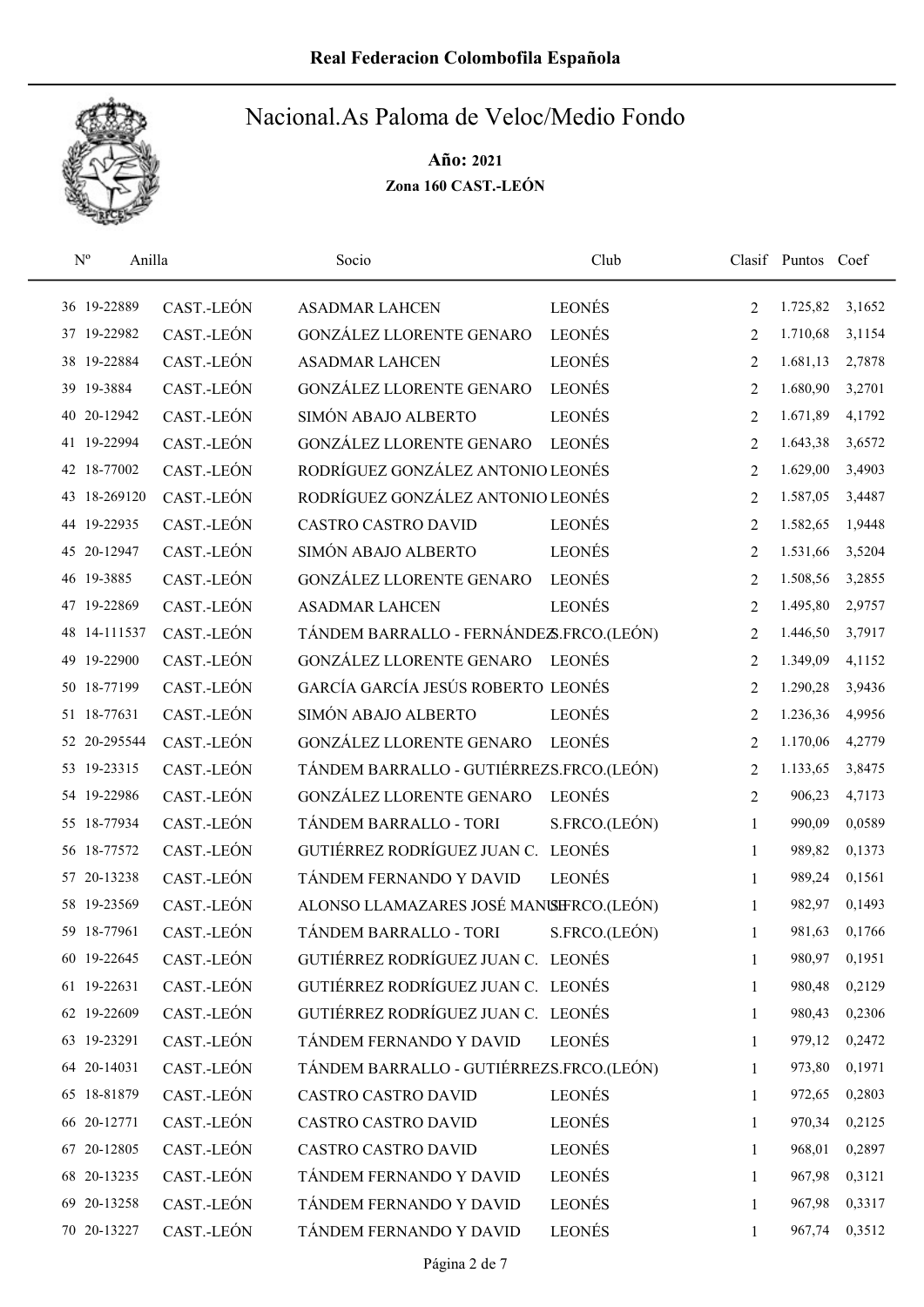# Nacional.As Paloma de Veloc/Medio Fondo

**Año: 2021**

**Zona 160 CAST.-LEÓN**

| Nº | Anilla | | Socio | Club | Clasif | Puntos | Coef |
|---|---|---|---|---|---|---|---|
| 36 | 19-22889 | CAST.-LEÓN | ASADMAR LAHCEN | LEONÉS | 2 | 1.725,82 | 3,1652 |
| 37 | 19-22982 | CAST.-LEÓN | GONZÁLEZ LLORENTE GENARO | LEONÉS | 2 | 1.710,68 | 3,1154 |
| 38 | 19-22884 | CAST.-LEÓN | ASADMAR LAHCEN | LEONÉS | 2 | 1.681,13 | 2,7878 |
| 39 | 19-3884 | CAST.-LEÓN | GONZÁLEZ LLORENTE GENARO | LEONÉS | 2 | 1.680,90 | 3,2701 |
| 40 | 20-12942 | CAST.-LEÓN | SIMÓN ABAJO ALBERTO | LEONÉS | 2 | 1.671,89 | 4,1792 |
| 41 | 19-22994 | CAST.-LEÓN | GONZÁLEZ LLORENTE GENARO | LEONÉS | 2 | 1.643,38 | 3,6572 |
| 42 | 18-77002 | CAST.-LEÓN | RODRÍGUEZ GONZÁLEZ ANTONIO | LEONÉS | 2 | 1.629,00 | 3,4903 |
| 43 | 18-269120 | CAST.-LEÓN | RODRÍGUEZ GONZÁLEZ ANTONIO | LEONÉS | 2 | 1.587,05 | 3,4487 |
| 44 | 19-22935 | CAST.-LEÓN | CASTRO CASTRO DAVID | LEONÉS | 2 | 1.582,65 | 1,9448 |
| 45 | 20-12947 | CAST.-LEÓN | SIMÓN ABAJO ALBERTO | LEONÉS | 2 | 1.531,66 | 3,5204 |
| 46 | 19-3885 | CAST.-LEÓN | GONZÁLEZ LLORENTE GENARO | LEONÉS | 2 | 1.508,56 | 3,2855 |
| 47 | 19-22869 | CAST.-LEÓN | ASADMAR LAHCEN | LEONÉS | 2 | 1.495,80 | 2,9757 |
| 48 | 14-111537 | CAST.-LEÓN | TÁNDEM BARRALLO - FERNÁNDEZ | S.FRCO.(LEÓN) | 2 | 1.446,50 | 3,7917 |
| 49 | 19-22900 | CAST.-LEÓN | GONZÁLEZ LLORENTE GENARO | LEONÉS | 2 | 1.349,09 | 4,1152 |
| 50 | 18-77199 | CAST.-LEÓN | GARCÍA GARCÍA JESÚS ROBERTO | LEONÉS | 2 | 1.290,28 | 3,9436 |
| 51 | 18-77631 | CAST.-LEÓN | SIMÓN ABAJO ALBERTO | LEONÉS | 2 | 1.236,36 | 4,9956 |
| 52 | 20-295544 | CAST.-LEÓN | GONZÁLEZ LLORENTE GENARO | LEONÉS | 2 | 1.170,06 | 4,2779 |
| 53 | 19-23315 | CAST.-LEÓN | TÁNDEM BARRALLO - GUTIÉRREZ | S.FRCO.(LEÓN) | 2 | 1.133,65 | 3,8475 |
| 54 | 19-22986 | CAST.-LEÓN | GONZÁLEZ LLORENTE GENARO | LEONÉS | 2 | 906,23 | 4,7173 |
| 55 | 18-77934 | CAST.-LEÓN | TÁNDEM BARRALLO - TORI | S.FRCO.(LEÓN) | 1 | 990,09 | 0,0589 |
| 56 | 18-77572 | CAST.-LEÓN | GUTIÉRREZ RODRÍGUEZ JUAN C. | LEONÉS | 1 | 989,82 | 0,1373 |
| 57 | 20-13238 | CAST.-LEÓN | TÁNDEM FERNANDO Y DAVID | LEONÉS | 1 | 989,24 | 0,1561 |
| 58 | 19-23569 | CAST.-LEÓN | ALONSO LLAMAZARES JOSÉ MANUEL | S.FRCO.(LEÓN) | 1 | 982,97 | 0,1493 |
| 59 | 18-77961 | CAST.-LEÓN | TÁNDEM BARRALLO - TORI | S.FRCO.(LEÓN) | 1 | 981,63 | 0,1766 |
| 60 | 19-22645 | CAST.-LEÓN | GUTIÉRREZ RODRÍGUEZ JUAN C. | LEONÉS | 1 | 980,97 | 0,1951 |
| 61 | 19-22631 | CAST.-LEÓN | GUTIÉRREZ RODRÍGUEZ JUAN C. | LEONÉS | 1 | 980,48 | 0,2129 |
| 62 | 19-22609 | CAST.-LEÓN | GUTIÉRREZ RODRÍGUEZ JUAN C. | LEONÉS | 1 | 980,43 | 0,2306 |
| 63 | 19-23291 | CAST.-LEÓN | TÁNDEM FERNANDO Y DAVID | LEONÉS | 1 | 979,12 | 0,2472 |
| 64 | 20-14031 | CAST.-LEÓN | TÁNDEM BARRALLO - GUTIÉRREZ | S.FRCO.(LEÓN) | 1 | 973,80 | 0,1971 |
| 65 | 18-81879 | CAST.-LEÓN | CASTRO CASTRO DAVID | LEONÉS | 1 | 972,65 | 0,2803 |
| 66 | 20-12771 | CAST.-LEÓN | CASTRO CASTRO DAVID | LEONÉS | 1 | 970,34 | 0,2125 |
| 67 | 20-12805 | CAST.-LEÓN | CASTRO CASTRO DAVID | LEONÉS | 1 | 968,01 | 0,2897 |
| 68 | 20-13235 | CAST.-LEÓN | TÁNDEM FERNANDO Y DAVID | LEONÉS | 1 | 967,98 | 0,3121 |
| 69 | 20-13258 | CAST.-LEÓN | TÁNDEM FERNANDO Y DAVID | LEONÉS | 1 | 967,98 | 0,3317 |
| 70 | 20-13227 | CAST.-LEÓN | TÁNDEM FERNANDO Y DAVID | LEONÉS | 1 | 967,74 | 0,3512 |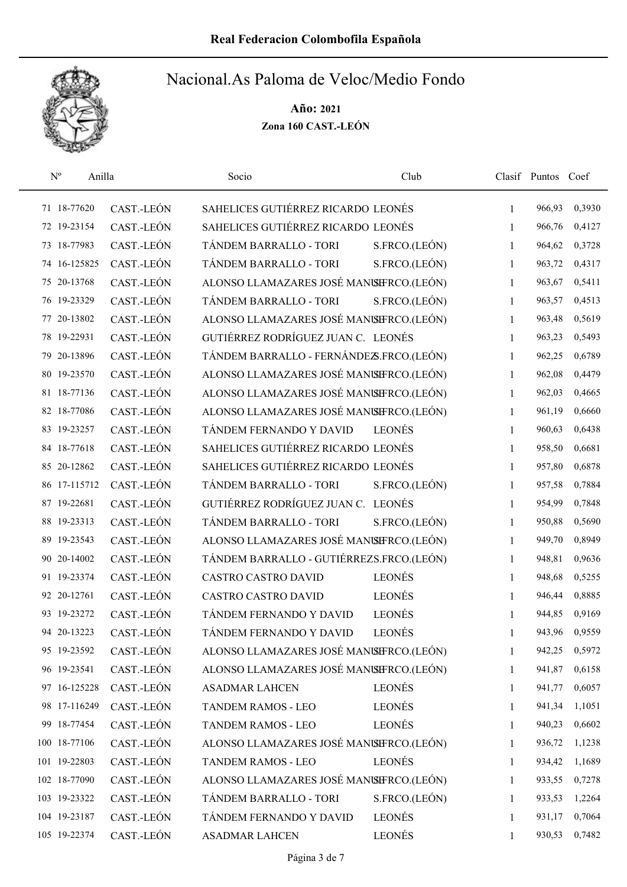# Nacional.As Paloma de Veloc/Medio Fondo

**Año: 2021**

**Zona 160 CAST.-LEÓN**

| Nº | Anilla | | Socio | Club | Clasif | Puntos | Coef |
|---|---|---|---|---|---|---|---|
| 71 | 18-77620 | CAST.-LEÓN | SAHELICES GUTIÉRREZ RICARDO | LEONÉS | 1 | 966,93 | 0,3930 |
| 72 | 19-23154 | CAST.-LEÓN | SAHELICES GUTIÉRREZ RICARDO | LEONÉS | 1 | 966,76 | 0,4127 |
| 73 | 18-77983 | CAST.-LEÓN | TÁNDEM BARRALLO - TORI | S.FRCO.(LEÓN) | 1 | 964,62 | 0,3728 |
| 74 | 16-125825 | CAST.-LEÓN | TÁNDEM BARRALLO - TORI | S.FRCO.(LEÓN) | 1 | 963,72 | 0,4317 |
| 75 | 20-13768 | CAST.-LEÓN | ALONSO LLAMAZARES JOSÉ MANUEL | S.FRCO.(LEÓN) | 1 | 963,67 | 0,5411 |
| 76 | 19-23329 | CAST.-LEÓN | TÁNDEM BARRALLO - TORI | S.FRCO.(LEÓN) | 1 | 963,57 | 0,4513 |
| 77 | 20-13802 | CAST.-LEÓN | ALONSO LLAMAZARES JOSÉ MANUEL | S.FRCO.(LEÓN) | 1 | 963,48 | 0,5619 |
| 78 | 19-22931 | CAST.-LEÓN | GUTIÉRREZ RODRÍGUEZ JUAN C. | LEONÉS | 1 | 963,23 | 0,5493 |
| 79 | 20-13896 | CAST.-LEÓN | TÁNDEM BARRALLO - FERNÁNDEZ | S.FRCO.(LEÓN) | 1 | 962,25 | 0,6789 |
| 80 | 19-23570 | CAST.-LEÓN | ALONSO LLAMAZARES JOSÉ MANUEL | S.FRCO.(LEÓN) | 1 | 962,08 | 0,4479 |
| 81 | 18-77136 | CAST.-LEÓN | ALONSO LLAMAZARES JOSÉ MANUEL | S.FRCO.(LEÓN) | 1 | 962,03 | 0,4665 |
| 82 | 18-77086 | CAST.-LEÓN | ALONSO LLAMAZARES JOSÉ MANUEL | S.FRCO.(LEÓN) | 1 | 961,19 | 0,6660 |
| 83 | 19-23257 | CAST.-LEÓN | TÁNDEM FERNANDO Y DAVID | LEONÉS | 1 | 960,63 | 0,6438 |
| 84 | 18-77618 | CAST.-LEÓN | SAHELICES GUTIÉRREZ RICARDO | LEONÉS | 1 | 958,50 | 0,6681 |
| 85 | 20-12862 | CAST.-LEÓN | SAHELICES GUTIÉRREZ RICARDO | LEONÉS | 1 | 957,80 | 0,6878 |
| 86 | 17-115712 | CAST.-LEÓN | TÁNDEM BARRALLO - TORI | S.FRCO.(LEÓN) | 1 | 957,58 | 0,7884 |
| 87 | 19-22681 | CAST.-LEÓN | GUTIÉRREZ RODRÍGUEZ JUAN C. | LEONÉS | 1 | 954,99 | 0,7848 |
| 88 | 19-23313 | CAST.-LEÓN | TÁNDEM BARRALLO - TORI | S.FRCO.(LEÓN) | 1 | 950,88 | 0,5690 |
| 89 | 19-23543 | CAST.-LEÓN | ALONSO LLAMAZARES JOSÉ MANUEL | S.FRCO.(LEÓN) | 1 | 949,70 | 0,8949 |
| 90 | 20-14002 | CAST.-LEÓN | TÁNDEM BARRALLO - GUTIÉRREZ | S.FRCO.(LEÓN) | 1 | 948,81 | 0,9636 |
| 91 | 19-23374 | CAST.-LEÓN | CASTRO CASTRO DAVID | LEONÉS | 1 | 948,68 | 0,5255 |
| 92 | 20-12761 | CAST.-LEÓN | CASTRO CASTRO DAVID | LEONÉS | 1 | 946,44 | 0,8885 |
| 93 | 19-23272 | CAST.-LEÓN | TÁNDEM FERNANDO Y DAVID | LEONÉS | 1 | 944,85 | 0,9169 |
| 94 | 20-13223 | CAST.-LEÓN | TÁNDEM FERNANDO Y DAVID | LEONÉS | 1 | 943,96 | 0,9559 |
| 95 | 19-23592 | CAST.-LEÓN | ALONSO LLAMAZARES JOSÉ MANUEL | S.FRCO.(LEÓN) | 1 | 942,25 | 0,5972 |
| 96 | 19-23541 | CAST.-LEÓN | ALONSO LLAMAZARES JOSÉ MANUEL | S.FRCO.(LEÓN) | 1 | 941,87 | 0,6158 |
| 97 | 16-125228 | CAST.-LEÓN | ASADMAR LAHCEN | LEONÉS | 1 | 941,77 | 0,6057 |
| 98 | 17-116249 | CAST.-LEÓN | TANDEM RAMOS - LEO | LEONÉS | 1 | 941,34 | 1,1051 |
| 99 | 18-77454 | CAST.-LEÓN | TANDEM RAMOS - LEO | LEONÉS | 1 | 940,23 | 0,6602 |
| 100 | 18-77106 | CAST.-LEÓN | ALONSO LLAMAZARES JOSÉ MANUEL | S.FRCO.(LEÓN) | 1 | 936,72 | 1,1238 |
| 101 | 19-22803 | CAST.-LEÓN | TANDEM RAMOS - LEO | LEONÉS | 1 | 934,42 | 1,1689 |
| 102 | 18-77090 | CAST.-LEÓN | ALONSO LLAMAZARES JOSÉ MANUEL | S.FRCO.(LEÓN) | 1 | 933,55 | 0,7278 |
| 103 | 19-23322 | CAST.-LEÓN | TÁNDEM BARRALLO - TORI | S.FRCO.(LEÓN) | 1 | 933,53 | 1,2264 |
| 104 | 19-23187 | CAST.-LEÓN | TÁNDEM FERNANDO Y DAVID | LEONÉS | 1 | 931,17 | 0,7064 |
| 105 | 19-22374 | CAST.-LEÓN | ASADMAR LAHCEN | LEONÉS | 1 | 930,53 | 0,7482 |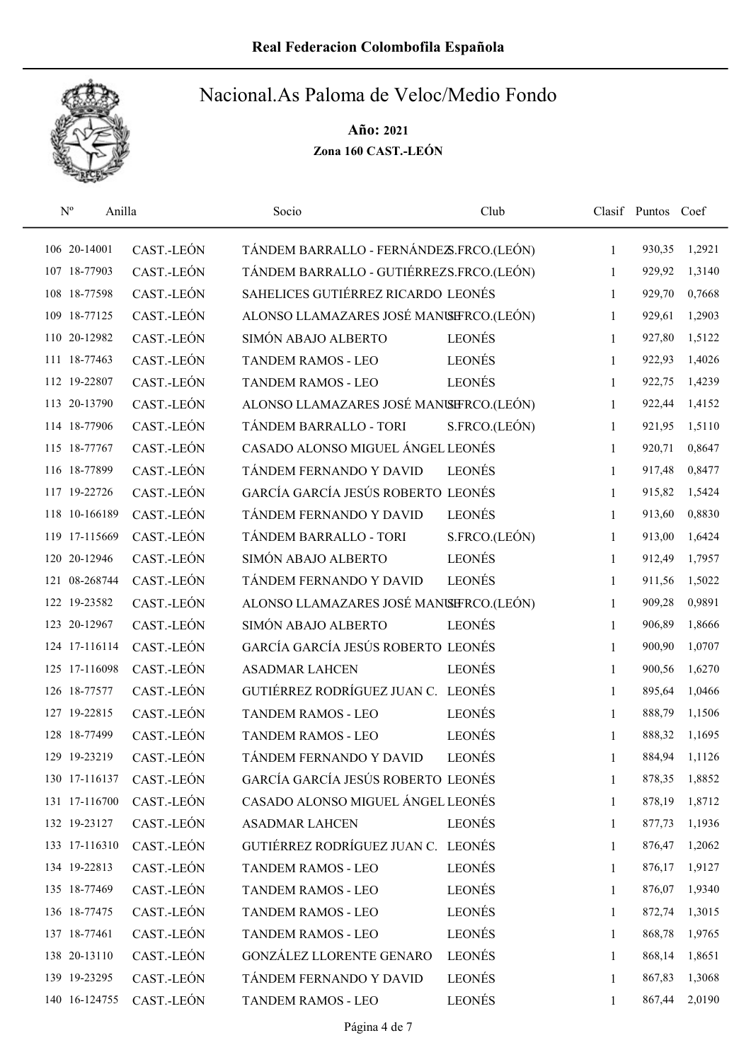# Real Federacion Colombofila Española

## Nacional.As Paloma de Veloc/Medio Fondo

**Año: 2021**

**Zona 160 CAST.-LEÓN**

| Nº | Anilla | | Socio | Club | Clasif | Puntos | Coef |
|---|---|---|---|---|---|---|---|
| 106 | 20-14001 | CAST.-LEÓN | TÁNDEM BARRALLO - FERNÁNDEZ | S.FRCO.(LEÓN) | 1 | 930,35 | 1,2921 |
| 107 | 18-77903 | CAST.-LEÓN | TÁNDEM BARRALLO - GUTIÉRREZ | S.FRCO.(LEÓN) | 1 | 929,92 | 1,3140 |
| 108 | 18-77598 | CAST.-LEÓN | SAHELICES GUTIÉRREZ RICARDO | LEONÉS | 1 | 929,70 | 0,7668 |
| 109 | 18-77125 | CAST.-LEÓN | ALONSO LLAMAZARES JOSÉ MANUEL | S.FRCO.(LEÓN) | 1 | 929,61 | 1,2903 |
| 110 | 20-12982 | CAST.-LEÓN | SIMÓN ABAJO ALBERTO | LEONÉS | 1 | 927,80 | 1,5122 |
| 111 | 18-77463 | CAST.-LEÓN | TANDEM RAMOS - LEO | LEONÉS | 1 | 922,93 | 1,4026 |
| 112 | 19-22807 | CAST.-LEÓN | TANDEM RAMOS - LEO | LEONÉS | 1 | 922,75 | 1,4239 |
| 113 | 20-13790 | CAST.-LEÓN | ALONSO LLAMAZARES JOSÉ MANUEL | S.FRCO.(LEÓN) | 1 | 922,44 | 1,4152 |
| 114 | 18-77906 | CAST.-LEÓN | TÁNDEM BARRALLO - TORI | S.FRCO.(LEÓN) | 1 | 921,95 | 1,5110 |
| 115 | 18-77767 | CAST.-LEÓN | CASADO ALONSO MIGUEL ÁNGEL | LEONÉS | 1 | 920,71 | 0,8647 |
| 116 | 18-77899 | CAST.-LEÓN | TÁNDEM FERNANDO Y DAVID | LEONÉS | 1 | 917,48 | 0,8477 |
| 117 | 19-22726 | CAST.-LEÓN | GARCÍA GARCÍA JESÚS ROBERTO | LEONÉS | 1 | 915,82 | 1,5424 |
| 118 | 10-166189 | CAST.-LEÓN | TÁNDEM FERNANDO Y DAVID | LEONÉS | 1 | 913,60 | 0,8830 |
| 119 | 17-115669 | CAST.-LEÓN | TÁNDEM BARRALLO - TORI | S.FRCO.(LEÓN) | 1 | 913,00 | 1,6424 |
| 120 | 20-12946 | CAST.-LEÓN | SIMÓN ABAJO ALBERTO | LEONÉS | 1 | 912,49 | 1,7957 |
| 121 | 08-268744 | CAST.-LEÓN | TÁNDEM FERNANDO Y DAVID | LEONÉS | 1 | 911,56 | 1,5022 |
| 122 | 19-23582 | CAST.-LEÓN | ALONSO LLAMAZARES JOSÉ MANUEL | S.FRCO.(LEÓN) | 1 | 909,28 | 0,9891 |
| 123 | 20-12967 | CAST.-LEÓN | SIMÓN ABAJO ALBERTO | LEONÉS | 1 | 906,89 | 1,8666 |
| 124 | 17-116114 | CAST.-LEÓN | GARCÍA GARCÍA JESÚS ROBERTO | LEONÉS | 1 | 900,90 | 1,0707 |
| 125 | 17-116098 | CAST.-LEÓN | ASADMAR LAHCEN | LEONÉS | 1 | 900,56 | 1,6270 |
| 126 | 18-77577 | CAST.-LEÓN | GUTIÉRREZ RODRÍGUEZ JUAN C. | LEONÉS | 1 | 895,64 | 1,0466 |
| 127 | 19-22815 | CAST.-LEÓN | TANDEM RAMOS - LEO | LEONÉS | 1 | 888,79 | 1,1506 |
| 128 | 18-77499 | CAST.-LEÓN | TANDEM RAMOS - LEO | LEONÉS | 1 | 888,32 | 1,1695 |
| 129 | 19-23219 | CAST.-LEÓN | TÁNDEM FERNANDO Y DAVID | LEONÉS | 1 | 884,94 | 1,1126 |
| 130 | 17-116137 | CAST.-LEÓN | GARCÍA GARCÍA JESÚS ROBERTO | LEONÉS | 1 | 878,35 | 1,8852 |
| 131 | 17-116700 | CAST.-LEÓN | CASADO ALONSO MIGUEL ÁNGEL | LEONÉS | 1 | 878,19 | 1,8712 |
| 132 | 19-23127 | CAST.-LEÓN | ASADMAR LAHCEN | LEONÉS | 1 | 877,73 | 1,1936 |
| 133 | 17-116310 | CAST.-LEÓN | GUTIÉRREZ RODRÍGUEZ JUAN C. | LEONÉS | 1 | 876,47 | 1,2062 |
| 134 | 19-22813 | CAST.-LEÓN | TANDEM RAMOS - LEO | LEONÉS | 1 | 876,17 | 1,9127 |
| 135 | 18-77469 | CAST.-LEÓN | TANDEM RAMOS - LEO | LEONÉS | 1 | 876,07 | 1,9340 |
| 136 | 18-77475 | CAST.-LEÓN | TANDEM RAMOS - LEO | LEONÉS | 1 | 872,74 | 1,3015 |
| 137 | 18-77461 | CAST.-LEÓN | TANDEM RAMOS - LEO | LEONÉS | 1 | 868,78 | 1,9765 |
| 138 | 20-13110 | CAST.-LEÓN | GONZÁLEZ LLORENTE GENARO | LEONÉS | 1 | 868,14 | 1,8651 |
| 139 | 19-23295 | CAST.-LEÓN | TÁNDEM FERNANDO Y DAVID | LEONÉS | 1 | 867,83 | 1,3068 |
| 140 | 16-124755 | CAST.-LEÓN | TANDEM RAMOS - LEO | LEONÉS | 1 | 867,44 | 2,0190 |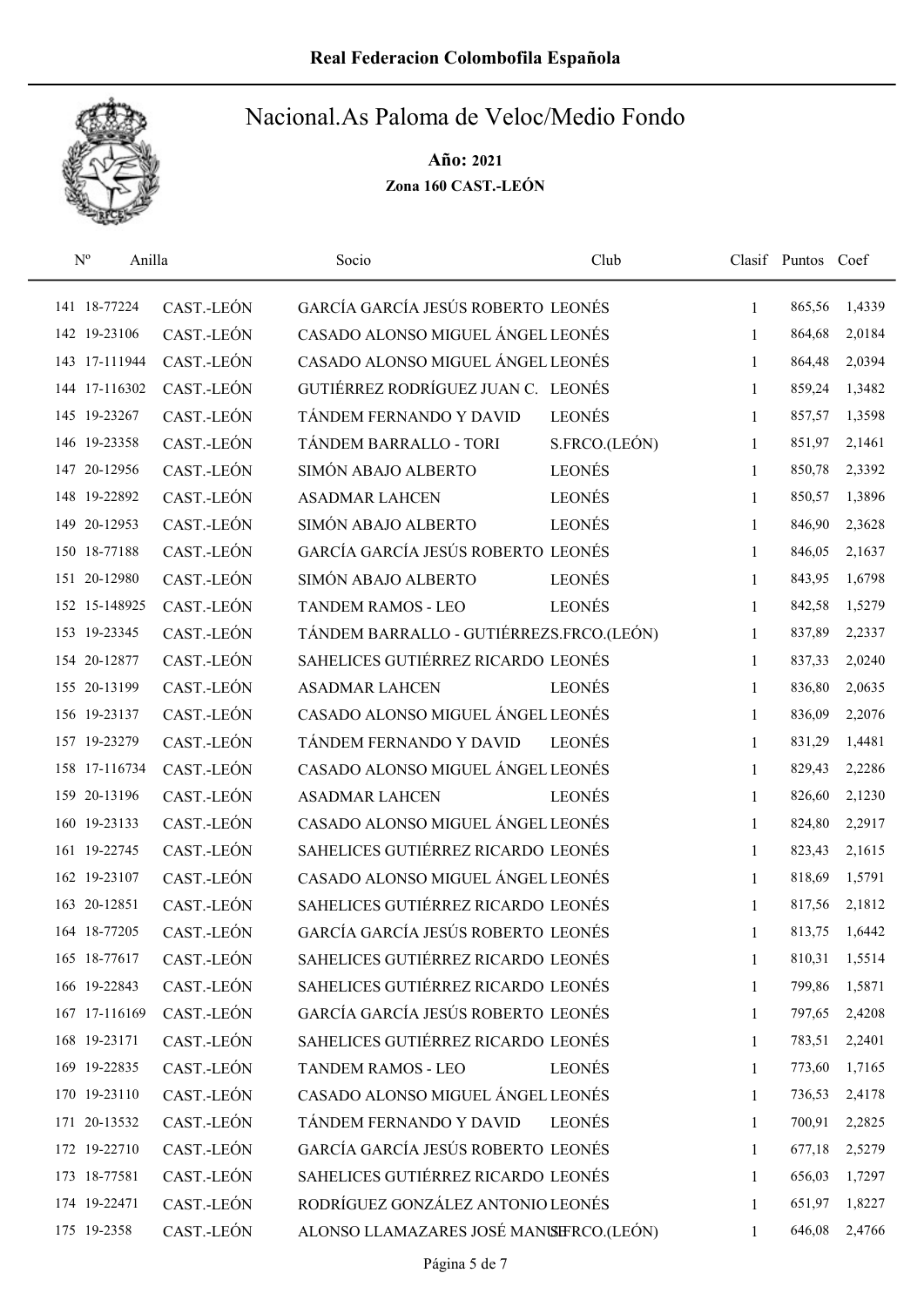# Real Federacion Colombofila Española

## Nacional.As Paloma de Veloc/Medio Fondo

**Año: 2021**

**Zona 160 CAST.-LEÓN**

| Nº | Anilla | | Socio | Club | Clasif | Puntos | Coef |
|---|---|---|---|---|---|---|---|
| 141 | 18-77224 | CAST.-LEÓN | GARCÍA GARCÍA JESÚS ROBERTO | LEONÉS | 1 | 865,56 | 1,4339 |
| 142 | 19-23106 | CAST.-LEÓN | CASADO ALONSO MIGUEL ÁNGEL | LEONÉS | 1 | 864,68 | 2,0184 |
| 143 | 17-111944 | CAST.-LEÓN | CASADO ALONSO MIGUEL ÁNGEL | LEONÉS | 1 | 864,48 | 2,0394 |
| 144 | 17-116302 | CAST.-LEÓN | GUTIÉRREZ RODRÍGUEZ JUAN C. | LEONÉS | 1 | 859,24 | 1,3482 |
| 145 | 19-23267 | CAST.-LEÓN | TÁNDEM FERNANDO Y DAVID | LEONÉS | 1 | 857,57 | 1,3598 |
| 146 | 19-23358 | CAST.-LEÓN | TÁNDEM BARRALLO - TORI | S.FRCO.(LEÓN) | 1 | 851,97 | 2,1461 |
| 147 | 20-12956 | CAST.-LEÓN | SIMÓN ABAJO ALBERTO | LEONÉS | 1 | 850,78 | 2,3392 |
| 148 | 19-22892 | CAST.-LEÓN | ASADMAR LAHCEN | LEONÉS | 1 | 850,57 | 1,3896 |
| 149 | 20-12953 | CAST.-LEÓN | SIMÓN ABAJO ALBERTO | LEONÉS | 1 | 846,90 | 2,3628 |
| 150 | 18-77188 | CAST.-LEÓN | GARCÍA GARCÍA JESÚS ROBERTO | LEONÉS | 1 | 846,05 | 2,1637 |
| 151 | 20-12980 | CAST.-LEÓN | SIMÓN ABAJO ALBERTO | LEONÉS | 1 | 843,95 | 1,6798 |
| 152 | 15-148925 | CAST.-LEÓN | TANDEM RAMOS - LEO | LEONÉS | 1 | 842,58 | 1,5279 |
| 153 | 19-23345 | CAST.-LEÓN | TÁNDEM BARRALLO - GUTIÉRREZ | S.FRCO.(LEÓN) | 1 | 837,89 | 2,2337 |
| 154 | 20-12877 | CAST.-LEÓN | SAHELICES GUTIÉRREZ RICARDO | LEONÉS | 1 | 837,33 | 2,0240 |
| 155 | 20-13199 | CAST.-LEÓN | ASADMAR LAHCEN | LEONÉS | 1 | 836,80 | 2,0635 |
| 156 | 19-23137 | CAST.-LEÓN | CASADO ALONSO MIGUEL ÁNGEL | LEONÉS | 1 | 836,09 | 2,2076 |
| 157 | 19-23279 | CAST.-LEÓN | TÁNDEM FERNANDO Y DAVID | LEONÉS | 1 | 831,29 | 1,4481 |
| 158 | 17-116734 | CAST.-LEÓN | CASADO ALONSO MIGUEL ÁNGEL | LEONÉS | 1 | 829,43 | 2,2286 |
| 159 | 20-13196 | CAST.-LEÓN | ASADMAR LAHCEN | LEONÉS | 1 | 826,60 | 2,1230 |
| 160 | 19-23133 | CAST.-LEÓN | CASADO ALONSO MIGUEL ÁNGEL | LEONÉS | 1 | 824,80 | 2,2917 |
| 161 | 19-22745 | CAST.-LEÓN | SAHELICES GUTIÉRREZ RICARDO | LEONÉS | 1 | 823,43 | 2,1615 |
| 162 | 19-23107 | CAST.-LEÓN | CASADO ALONSO MIGUEL ÁNGEL | LEONÉS | 1 | 818,69 | 1,5791 |
| 163 | 20-12851 | CAST.-LEÓN | SAHELICES GUTIÉRREZ RICARDO | LEONÉS | 1 | 817,56 | 2,1812 |
| 164 | 18-77205 | CAST.-LEÓN | GARCÍA GARCÍA JESÚS ROBERTO | LEONÉS | 1 | 813,75 | 1,6442 |
| 165 | 18-77617 | CAST.-LEÓN | SAHELICES GUTIÉRREZ RICARDO | LEONÉS | 1 | 810,31 | 1,5514 |
| 166 | 19-22843 | CAST.-LEÓN | SAHELICES GUTIÉRREZ RICARDO | LEONÉS | 1 | 799,86 | 1,5871 |
| 167 | 17-116169 | CAST.-LEÓN | GARCÍA GARCÍA JESÚS ROBERTO | LEONÉS | 1 | 797,65 | 2,4208 |
| 168 | 19-23171 | CAST.-LEÓN | SAHELICES GUTIÉRREZ RICARDO | LEONÉS | 1 | 783,51 | 2,2401 |
| 169 | 19-22835 | CAST.-LEÓN | TANDEM RAMOS - LEO | LEONÉS | 1 | 773,60 | 1,7165 |
| 170 | 19-23110 | CAST.-LEÓN | CASADO ALONSO MIGUEL ÁNGEL | LEONÉS | 1 | 736,53 | 2,4178 |
| 171 | 20-13532 | CAST.-LEÓN | TÁNDEM FERNANDO Y DAVID | LEONÉS | 1 | 700,91 | 2,2825 |
| 172 | 19-22710 | CAST.-LEÓN | GARCÍA GARCÍA JESÚS ROBERTO | LEONÉS | 1 | 677,18 | 2,5279 |
| 173 | 18-77581 | CAST.-LEÓN | SAHELICES GUTIÉRREZ RICARDO | LEONÉS | 1 | 656,03 | 1,7297 |
| 174 | 19-22471 | CAST.-LEÓN | RODRÍGUEZ GONZÁLEZ ANTONIO | LEONÉS | 1 | 651,97 | 1,8227 |
| 175 | 19-2358 | CAST.-LEÓN | ALONSO LLAMAZARES JOSÉ MANUEL | S.FRCO.(LEÓN) | 1 | 646,08 | 2,4766 |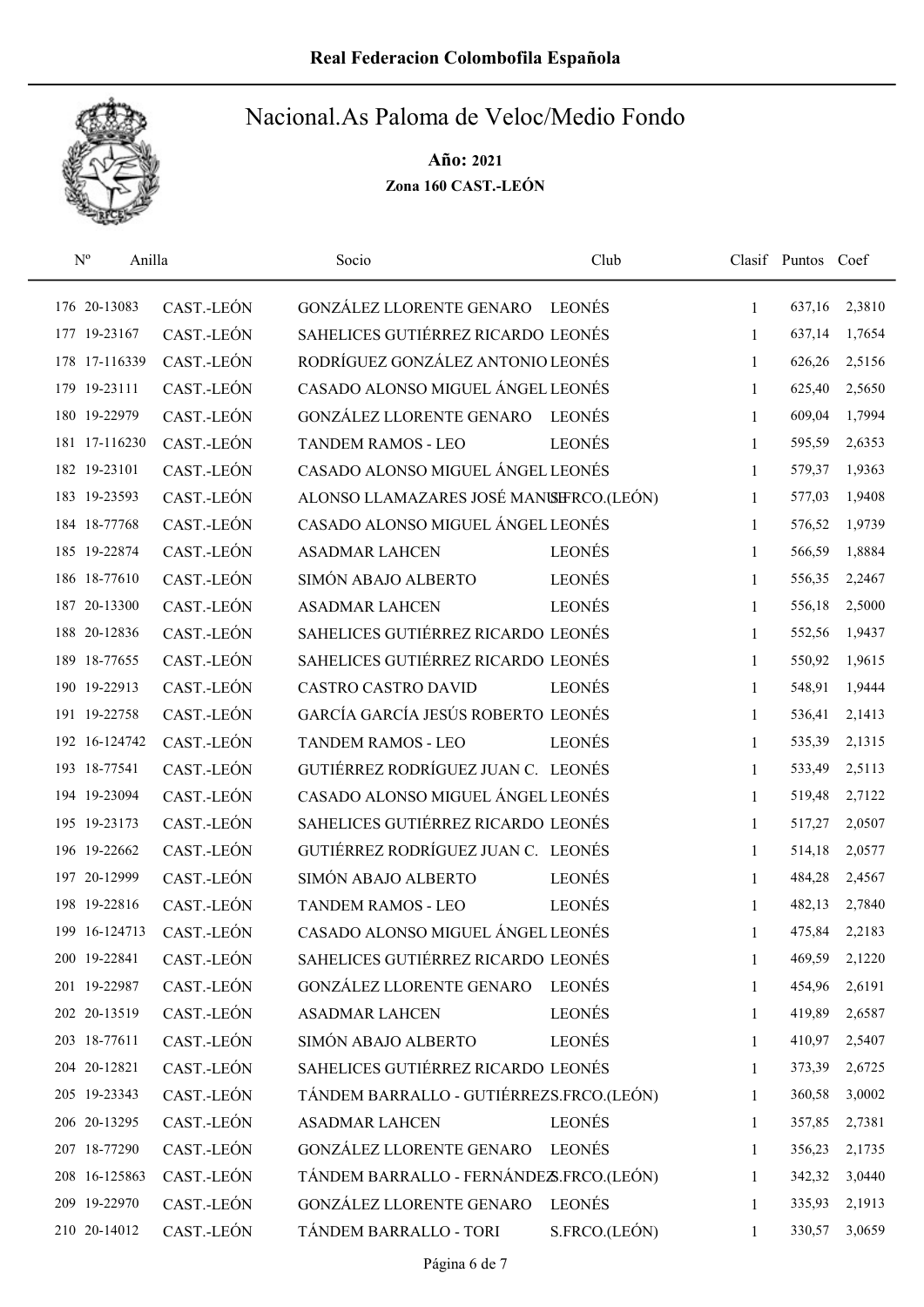# Real Federacion Colombofila Española

## Nacional.As Paloma de Veloc/Medio Fondo

**Año: 2021**

**Zona 160 CAST.-LEÓN**

| Nº | Anilla | | Socio | Club | Clasif | Puntos | Coef |
|---|---|---|---|---|---|---|---|
| 176 | 20-13083 | CAST.-LEÓN | GONZÁLEZ LLORENTE GENARO | LEONÉS | 1 | 637,16 | 2,3810 |
| 177 | 19-23167 | CAST.-LEÓN | SAHELICES GUTIÉRREZ RICARDO | LEONÉS | 1 | 637,14 | 1,7654 |
| 178 | 17-116339 | CAST.-LEÓN | RODRÍGUEZ GONZÁLEZ ANTONIO | LEONÉS | 1 | 626,26 | 2,5156 |
| 179 | 19-23111 | CAST.-LEÓN | CASADO ALONSO MIGUEL ÁNGEL | LEONÉS | 1 | 625,40 | 2,5650 |
| 180 | 19-22979 | CAST.-LEÓN | GONZÁLEZ LLORENTE GENARO | LEONÉS | 1 | 609,04 | 1,7994 |
| 181 | 17-116230 | CAST.-LEÓN | TANDEM RAMOS - LEO | LEONÉS | 1 | 595,59 | 2,6353 |
| 182 | 19-23101 | CAST.-LEÓN | CASADO ALONSO MIGUEL ÁNGEL | LEONÉS | 1 | 579,37 | 1,9363 |
| 183 | 19-23593 | CAST.-LEÓN | ALONSO LLAMAZARES JOSÉ MANUEL | S.FRCO.(LEÓN) | 1 | 577,03 | 1,9408 |
| 184 | 18-77768 | CAST.-LEÓN | CASADO ALONSO MIGUEL ÁNGEL | LEONÉS | 1 | 576,52 | 1,9739 |
| 185 | 19-22874 | CAST.-LEÓN | ASADMAR LAHCEN | LEONÉS | 1 | 566,59 | 1,8884 |
| 186 | 18-77610 | CAST.-LEÓN | SIMÓN ABAJO ALBERTO | LEONÉS | 1 | 556,35 | 2,2467 |
| 187 | 20-13300 | CAST.-LEÓN | ASADMAR LAHCEN | LEONÉS | 1 | 556,18 | 2,5000 |
| 188 | 20-12836 | CAST.-LEÓN | SAHELICES GUTIÉRREZ RICARDO | LEONÉS | 1 | 552,56 | 1,9437 |
| 189 | 18-77655 | CAST.-LEÓN | SAHELICES GUTIÉRREZ RICARDO | LEONÉS | 1 | 550,92 | 1,9615 |
| 190 | 19-22913 | CAST.-LEÓN | CASTRO CASTRO DAVID | LEONÉS | 1 | 548,91 | 1,9444 |
| 191 | 19-22758 | CAST.-LEÓN | GARCÍA GARCÍA JESÚS ROBERTO | LEONÉS | 1 | 536,41 | 2,1413 |
| 192 | 16-124742 | CAST.-LEÓN | TANDEM RAMOS - LEO | LEONÉS | 1 | 535,39 | 2,1315 |
| 193 | 18-77541 | CAST.-LEÓN | GUTIÉRREZ RODRÍGUEZ JUAN C. | LEONÉS | 1 | 533,49 | 2,5113 |
| 194 | 19-23094 | CAST.-LEÓN | CASADO ALONSO MIGUEL ÁNGEL | LEONÉS | 1 | 519,48 | 2,7122 |
| 195 | 19-23173 | CAST.-LEÓN | SAHELICES GUTIÉRREZ RICARDO | LEONÉS | 1 | 517,27 | 2,0507 |
| 196 | 19-22662 | CAST.-LEÓN | GUTIÉRREZ RODRÍGUEZ JUAN C. | LEONÉS | 1 | 514,18 | 2,0577 |
| 197 | 20-12999 | CAST.-LEÓN | SIMÓN ABAJO ALBERTO | LEONÉS | 1 | 484,28 | 2,4567 |
| 198 | 19-22816 | CAST.-LEÓN | TANDEM RAMOS - LEO | LEONÉS | 1 | 482,13 | 2,7840 |
| 199 | 16-124713 | CAST.-LEÓN | CASADO ALONSO MIGUEL ÁNGEL | LEONÉS | 1 | 475,84 | 2,2183 |
| 200 | 19-22841 | CAST.-LEÓN | SAHELICES GUTIÉRREZ RICARDO | LEONÉS | 1 | 469,59 | 2,1220 |
| 201 | 19-22987 | CAST.-LEÓN | GONZÁLEZ LLORENTE GENARO | LEONÉS | 1 | 454,96 | 2,6191 |
| 202 | 20-13519 | CAST.-LEÓN | ASADMAR LAHCEN | LEONÉS | 1 | 419,89 | 2,6587 |
| 203 | 18-77611 | CAST.-LEÓN | SIMÓN ABAJO ALBERTO | LEONÉS | 1 | 410,97 | 2,5407 |
| 204 | 20-12821 | CAST.-LEÓN | SAHELICES GUTIÉRREZ RICARDO | LEONÉS | 1 | 373,39 | 2,6725 |
| 205 | 19-23343 | CAST.-LEÓN | TÁNDEM BARRALLO - GUTIÉRREZ | S.FRCO.(LEÓN) | 1 | 360,58 | 3,0002 |
| 206 | 20-13295 | CAST.-LEÓN | ASADMAR LAHCEN | LEONÉS | 1 | 357,85 | 2,7381 |
| 207 | 18-77290 | CAST.-LEÓN | GONZÁLEZ LLORENTE GENARO | LEONÉS | 1 | 356,23 | 2,1735 |
| 208 | 16-125863 | CAST.-LEÓN | TÁNDEM BARRALLO - FERNÁNDEZ | S.FRCO.(LEÓN) | 1 | 342,32 | 3,0440 |
| 209 | 19-22970 | CAST.-LEÓN | GONZÁLEZ LLORENTE GENARO | LEONÉS | 1 | 335,93 | 2,1913 |
| 210 | 20-14012 | CAST.-LEÓN | TÁNDEM BARRALLO - TORI | S.FRCO.(LEÓN) | 1 | 330,57 | 3,0659 |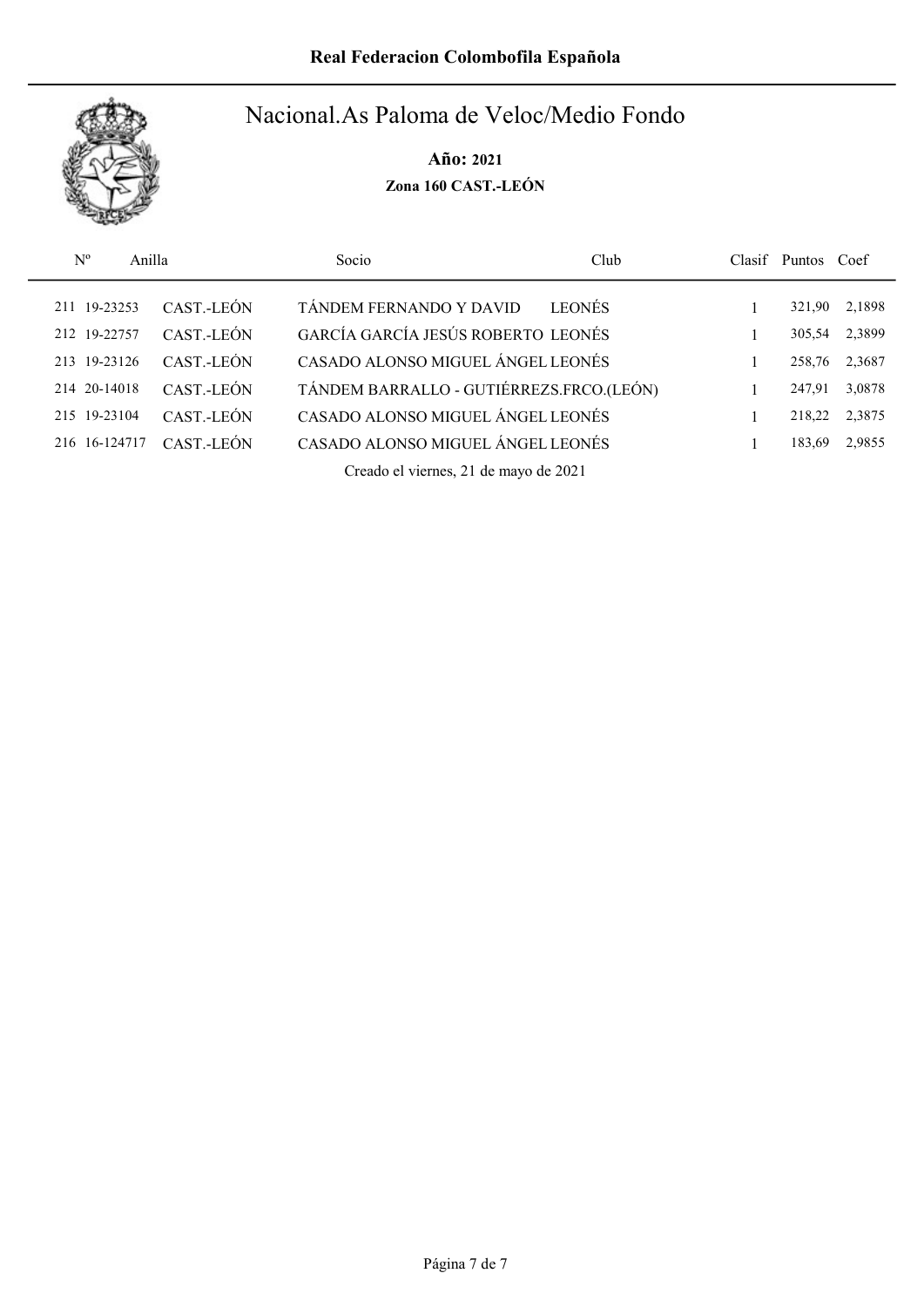# Real Federacion Colombofila Española

## Nacional.As Paloma de Veloc/Medio Fondo

**Año: 2021**

**Zona 160 CAST.-LEÓN**

| Nº | Anilla | | Socio | Club | Clasif | Puntos | Coef |
|---|---|---|---|---|---|---|---|
| 211 | 19-23253 | CAST.-LEÓN | TÁNDEM FERNANDO Y DAVID | LEONÉS | 1 | 321,90 | 2,1898 |
| 212 | 19-22757 | CAST.-LEÓN | GARCÍA GARCÍA JESÚS ROBERTO | LEONÉS | 1 | 305,54 | 2,3899 |
| 213 | 19-23126 | CAST.-LEÓN | CASADO ALONSO MIGUEL ÁNGEL | LEONÉS | 1 | 258,76 | 2,3687 |
| 214 | 20-14018 | CAST.-LEÓN | TÁNDEM BARRALLO - GUTIÉRREZ | S.FRCO.(LEÓN) | 1 | 247,91 | 3,0878 |
| 215 | 19-23104 | CAST.-LEÓN | CASADO ALONSO MIGUEL ÁNGEL | LEONÉS | 1 | 218,22 | 2,3875 |
| 216 | 16-124717 | CAST.-LEÓN | CASADO ALONSO MIGUEL ÁNGEL | LEONÉS | 1 | 183,69 | 2,9855 |

Creado el viernes, 21 de mayo de 2021